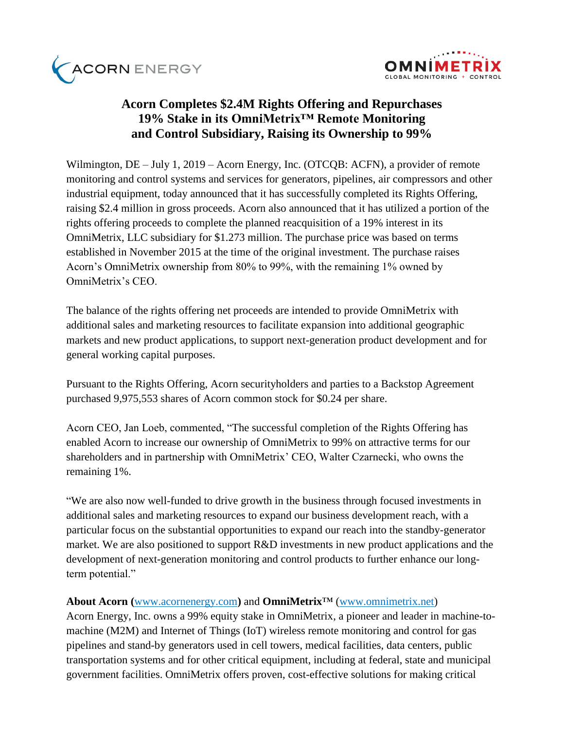# Acorn Completes $2.4M Rights Offering and Repurchases 19% Stake in its OmniMetrix™ Remote Monitoring and Control Subsidiary, Raising its Ownership to 99%

Wilmington, DE – July 1, 2019 – Acorn Energy, Inc. (OTCQB: ACFN), a provider of remote monitoring and control systems and services for generators, pipelines, air compressors and other industrial equipment, today announced that it has successfully completed its Rights Offering, raising $2.4 million in gross proceeds. Acorn also announced that it has utilized a portion of the rights offering proceeds to complete the planned reacquisition of a 19% interest in its OmniMetrix, LLC subsidiary for $1.273 million. The purchase price was based on terms established in November 2015 at the time of the original investment. The purchase raises Acorn's OmniMetrix ownership from 80% to 99%, with the remaining 1% owned by OmniMetrix's CEO.

The balance of the rights offering net proceeds are intended to provide OmniMetrix with additional sales and marketing resources to facilitate expansion into additional geographic markets and new product applications, to support next-generation product development and for general working capital purposes.

Pursuant to the Rights Offering, Acorn securityholders and parties to a Backstop Agreement purchased 9,975,553 shares of Acorn common stock for $0.24 per share.

Acorn CEO, Jan Loeb, commented, "The successful completion of the Rights Offering has enabled Acorn to increase our ownership of OmniMetrix to 99% on attractive terms for our shareholders and in partnership with OmniMetrix' CEO, Walter Czarnecki, who owns the remaining 1%.

"We are also now well-funded to drive growth in the business through focused investments in additional sales and marketing resources to expand our business development reach, with a particular focus on the substantial opportunities to expand our reach into the standby-generator market. We are also positioned to support R&D investments in new product applications and the development of next-generation monitoring and control products to further enhance our long-term potential."

**About Acorn (**www.acornenergy.com**)** and **OmniMetrix™** (www.omnimetrix.net)
Acorn Energy, Inc. owns a 99% equity stake in OmniMetrix, a pioneer and leader in machine-to-machine (M2M) and Internet of Things (IoT) wireless remote monitoring and control for gas pipelines and stand-by generators used in cell towers, medical facilities, data centers, public transportation systems and for other critical equipment, including at federal, state and municipal government facilities. OmniMetrix offers proven, cost-effective solutions for making critical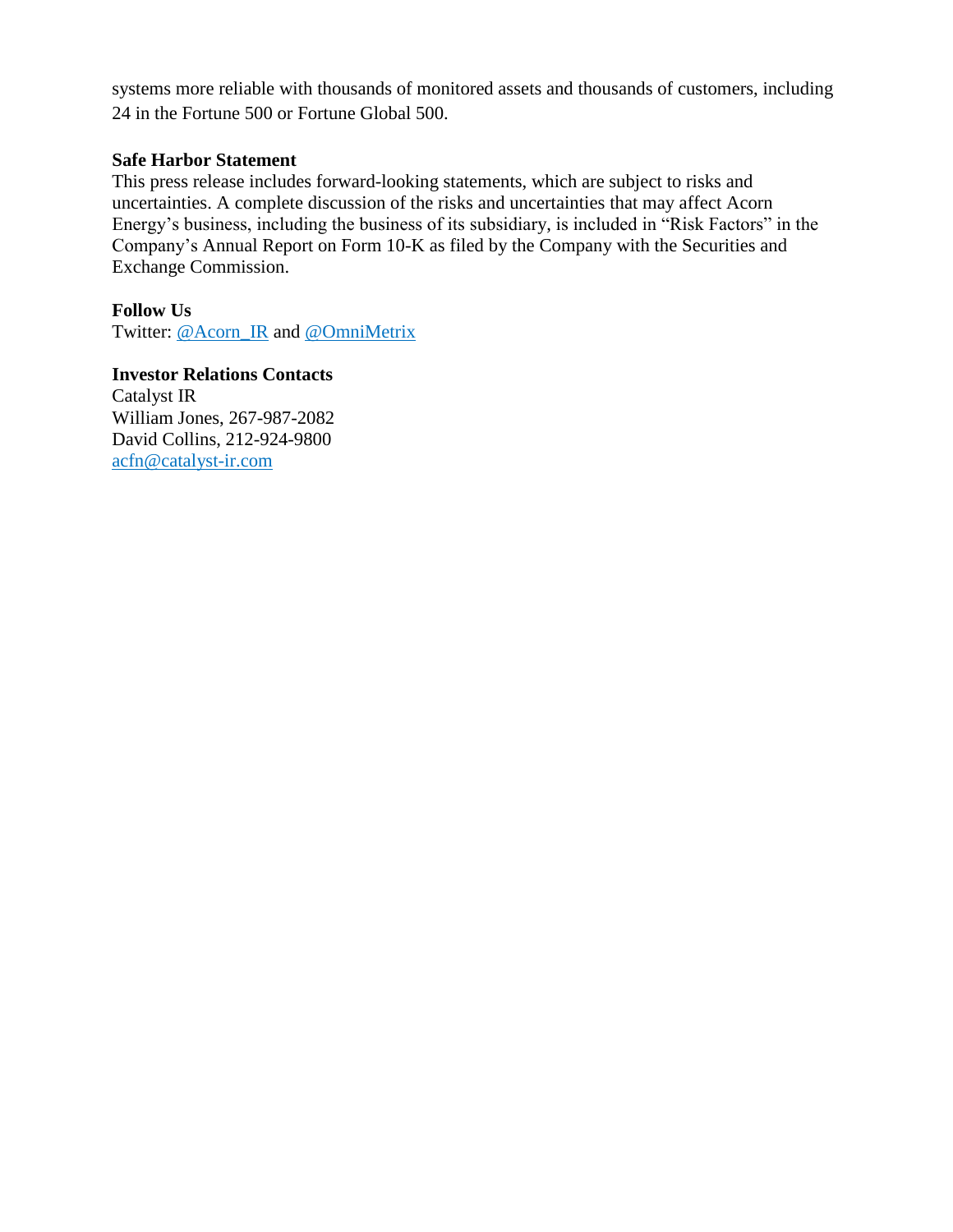systems more reliable with thousands of monitored assets and thousands of customers, including 24 in the Fortune 500 or Fortune Global 500.

**Safe Harbor Statement**
This press release includes forward-looking statements, which are subject to risks and uncertainties. A complete discussion of the risks and uncertainties that may affect Acorn Energy's business, including the business of its subsidiary, is included in "Risk Factors" in the Company's Annual Report on Form 10-K as filed by the Company with the Securities and Exchange Commission.

**Follow Us**
Twitter: @Acorn_IR and @OmniMetrix

**Investor Relations Contacts**
Catalyst IR
William Jones, 267-987-2082
David Collins, 212-924-9800
acfn@catalyst-ir.com